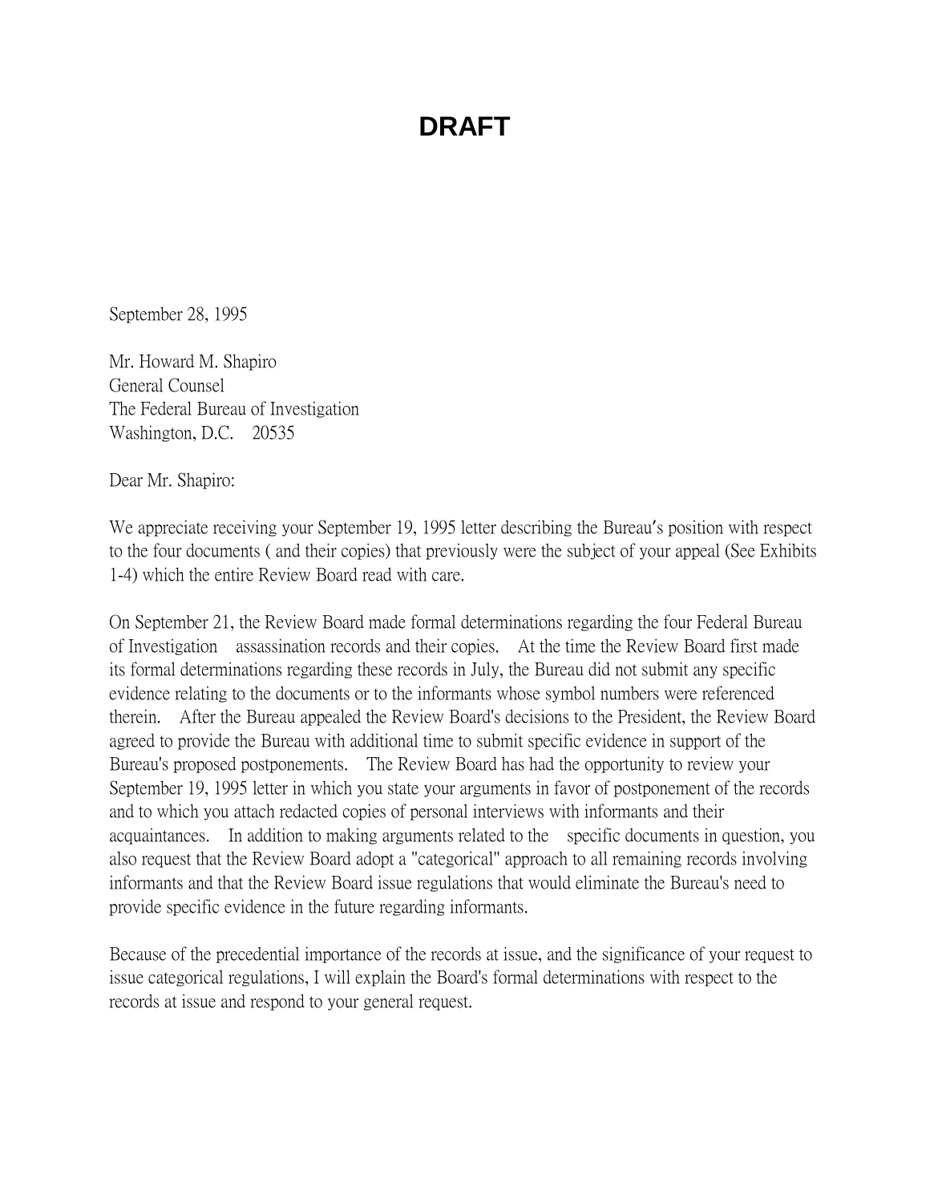# DRAFT

September 28, 1995

Mr. Howard M. Shapiro
General Counsel
The Federal Bureau of Investigation
Washington, D.C. 20535

Dear Mr. Shapiro:

We appreciate receiving your September 19, 1995 letter describing the Bureau's position with respect to the four documents ( and their copies) that previously were the subject of your appeal (See Exhibits 1-4) which the entire Review Board read with care.

On September 21, the Review Board made formal determinations regarding the four Federal Bureau of Investigation assassination records and their copies. At the time the Review Board first made its formal determinations regarding these records in July, the Bureau did not submit any specific evidence relating to the documents or to the informants whose symbol numbers were referenced therein. After the Bureau appealed the Review Board's decisions to the President, the Review Board agreed to provide the Bureau with additional time to submit specific evidence in support of the Bureau's proposed postponements. The Review Board has had the opportunity to review your September 19, 1995 letter in which you state your arguments in favor of postponement of the records and to which you attach redacted copies of personal interviews with informants and their acquaintances. In addition to making arguments related to the specific documents in question, you also request that the Review Board adopt a "categorical" approach to all remaining records involving informants and that the Review Board issue regulations that would eliminate the Bureau's need to provide specific evidence in the future regarding informants.

Because of the precedential importance of the records at issue, and the significance of your request to issue categorical regulations, I will explain the Board's formal determinations with respect to the records at issue and respond to your general request.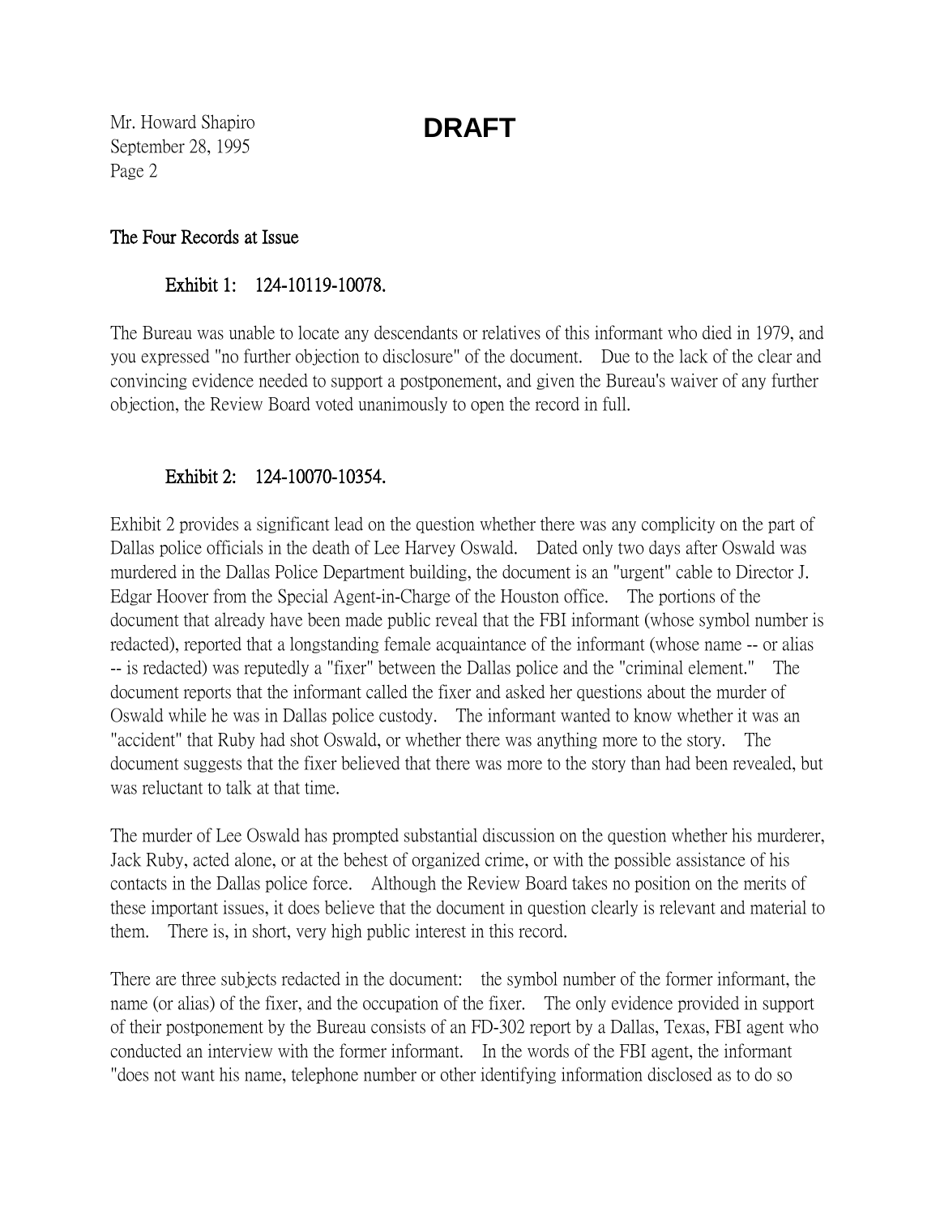Mr. Howard Shapiro
September 28, 1995

**DRAFT**

## The Four Records at Issue

### Exhibit 1: 124-10119-10078.

The Bureau was unable to locate any descendants or relatives of this informant who died in 1979, and you expressed "no further objection to disclosure" of the document. Due to the lack of the clear and convincing evidence needed to support a postponement, and given the Bureau's waiver of any further objection, the Review Board voted unanimously to open the record in full.

### Exhibit 2: 124-10070-10354.

Exhibit 2 provides a significant lead on the question whether there was any complicity on the part of Dallas police officials in the death of Lee Harvey Oswald. Dated only two days after Oswald was murdered in the Dallas Police Department building, the document is an "urgent" cable to Director J. Edgar Hoover from the Special Agent-in-Charge of the Houston office. The portions of the document that already have been made public reveal that the FBI informant (whose symbol number is redacted), reported that a longstanding female acquaintance of the informant (whose name -- or alias -- is redacted) was reputedly a "fixer" between the Dallas police and the "criminal element." The document reports that the informant called the fixer and asked her questions about the murder of Oswald while he was in Dallas police custody. The informant wanted to know whether it was an "accident" that Ruby had shot Oswald, or whether there was anything more to the story. The document suggests that the fixer believed that there was more to the story than had been revealed, but was reluctant to talk at that time.

The murder of Lee Oswald has prompted substantial discussion on the question whether his murderer, Jack Ruby, acted alone, or at the behest of organized crime, or with the possible assistance of his contacts in the Dallas police force. Although the Review Board takes no position on the merits of these important issues, it does believe that the document in question clearly is relevant and material to them. There is, in short, very high public interest in this record.

There are three subjects redacted in the document: the symbol number of the former informant, the name (or alias) of the fixer, and the occupation of the fixer. The only evidence provided in support of their postponement by the Bureau consists of an FD-302 report by a Dallas, Texas, FBI agent who conducted an interview with the former informant. In the words of the FBI agent, the informant "does not want his name, telephone number or other identifying information disclosed as to do so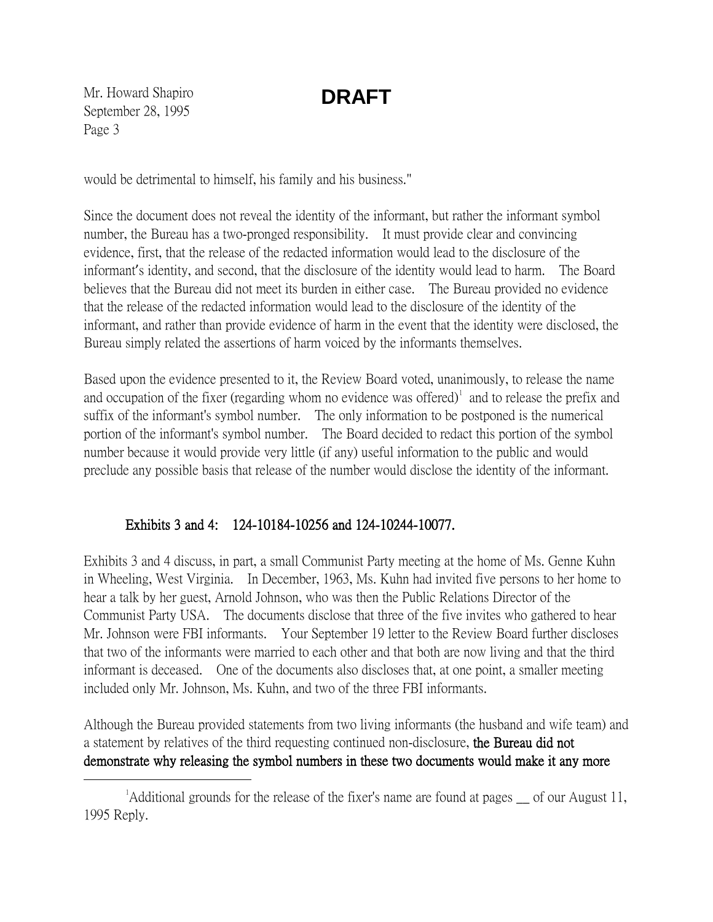would be detrimental to himself, his family and his business."

Since the document does not reveal the identity of the informant, but rather the informant symbol number, the Bureau has a two-pronged responsibility. It must provide clear and convincing evidence, first, that the release of the redacted information would lead to the disclosure of the informant's identity, and second, that the disclosure of the identity would lead to harm. The Board believes that the Bureau did not meet its burden in either case. The Bureau provided no evidence that the release of the redacted information would lead to the disclosure of the identity of the informant, and rather than provide evidence of harm in the event that the identity were disclosed, the Bureau simply related the assertions of harm voiced by the informants themselves.

Based upon the evidence presented to it, the Review Board voted, unanimously, to release the name and occupation of the fixer (regarding whom no evidence was offered)[1] and to release the prefix and suffix of the informant's symbol number. The only information to be postponed is the numerical portion of the informant's symbol number. The Board decided to redact this portion of the symbol number because it would provide very little (if any) useful information to the public and would preclude any possible basis that release of the number would disclose the identity of the informant.

**Exhibits 3 and 4: 124-10184-10256 and 124-10244-10077.**

Exhibits 3 and 4 discuss, in part, a small Communist Party meeting at the home of Ms. Genne Kuhn in Wheeling, West Virginia. In December, 1963, Ms. Kuhn had invited five persons to her home to hear a talk by her guest, Arnold Johnson, who was then the Public Relations Director of the Communist Party USA. The documents disclose that three of the five invites who gathered to hear Mr. Johnson were FBI informants. Your September 19 letter to the Review Board further discloses that two of the informants were married to each other and that both are now living and that the third informant is deceased. One of the documents also discloses that, at one point, a smaller meeting included only Mr. Johnson, Ms. Kuhn, and two of the three FBI informants.

Although the Bureau provided statements from two living informants (the husband and wife team) and a statement by relatives of the third requesting continued non-disclosure, **the Bureau did not demonstrate why releasing the symbol numbers in these two documents would make it any more**

[1] Additional grounds for the release of the fixer's name are found at pages __ of our August 11, 1995 Reply.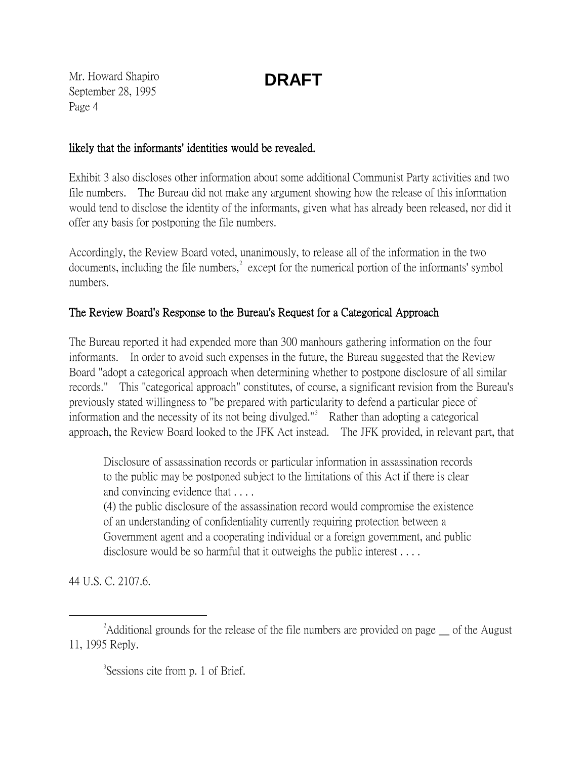**DRAFT**

likely that the informants' identities would be revealed.

Exhibit 3 also discloses other information about some additional Communist Party activities and two file numbers. The Bureau did not make any argument showing how the release of this information would tend to disclose the identity of the informants, given what has already been released, nor did it offer any basis for postponing the file numbers.

Accordingly, the Review Board voted, unanimously, to release all of the information in the two documents, including the file numbers,[2] except for the numerical portion of the informants' symbol numbers.

## The Review Board's Response to the Bureau's Request for a Categorical Approach

The Bureau reported it had expended more than 300 manhours gathering information on the four informants. In order to avoid such expenses in the future, the Bureau suggested that the Review Board "adopt a categorical approach when determining whether to postpone disclosure of all similar records." This "categorical approach" constitutes, of course, a significant revision from the Bureau's previously stated willingness to "be prepared with particularity to defend a particular piece of information and the necessity of its not being divulged."[3] Rather than adopting a categorical approach, the Review Board looked to the JFK Act instead. The JFK provided, in relevant part, that

> Disclosure of assassination records or particular information in assassination records to the public may be postponed subject to the limitations of this Act if there is clear and convincing evidence that . . . .
> (4) the public disclosure of the assassination record would compromise the existence of an understanding of confidentiality currently requiring protection between a Government agent and a cooperating individual or a foreign government, and public disclosure would be so harmful that it outweighs the public interest . . . .

44 U.S. C. 2107.6.

---

[2] Additional grounds for the release of the file numbers are provided on page __ of the August 11, 1995 Reply.

[3] Sessions cite from p. 1 of Brief.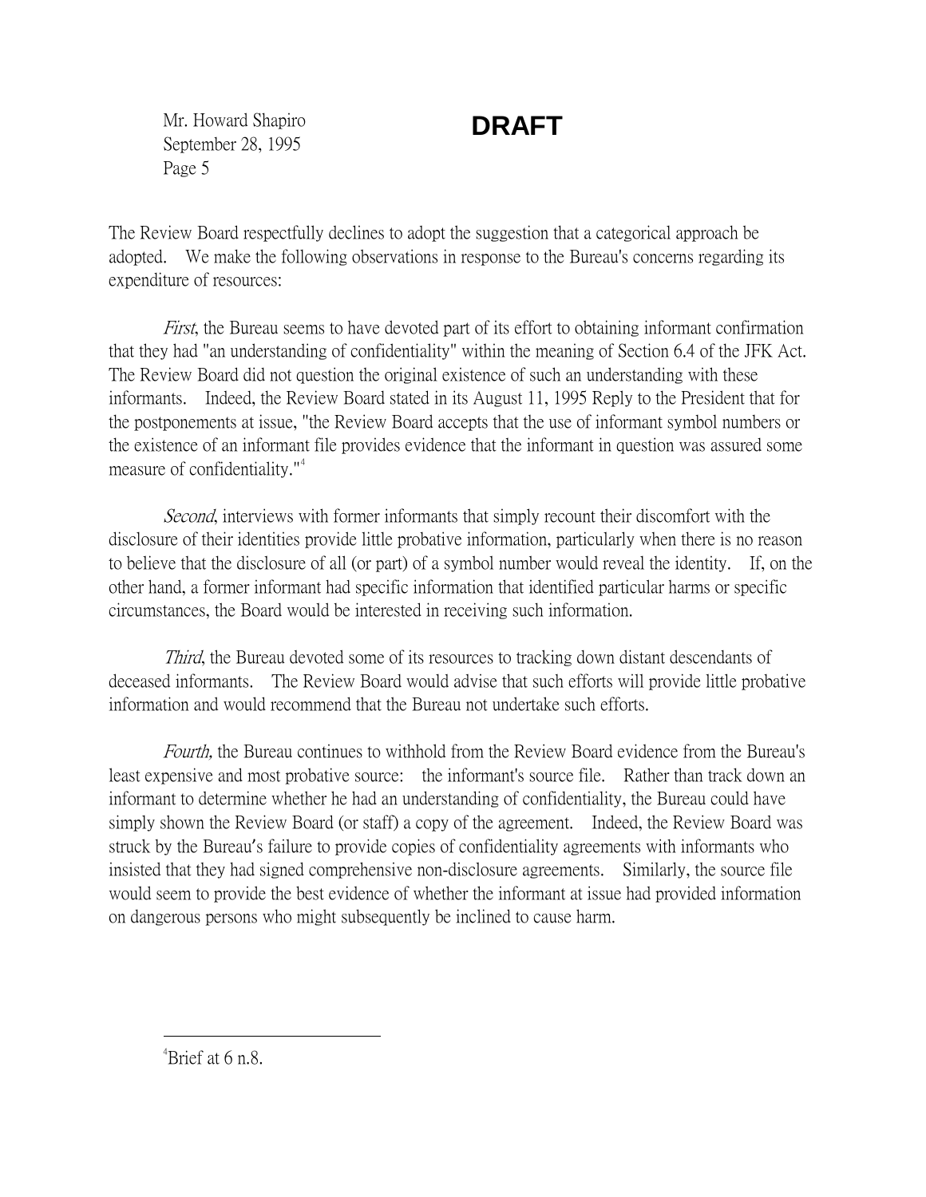**DRAFT**

The Review Board respectfully declines to adopt the suggestion that a categorical approach be adopted. We make the following observations in response to the Bureau's concerns regarding its expenditure of resources:

*First*, the Bureau seems to have devoted part of its effort to obtaining informant confirmation that they had "an understanding of confidentiality" within the meaning of Section 6.4 of the JFK Act. The Review Board did not question the original existence of such an understanding with these informants. Indeed, the Review Board stated in its August 11, 1995 Reply to the President that for the postponements at issue, "the Review Board accepts that the use of informant symbol numbers or the existence of an informant file provides evidence that the informant in question was assured some measure of confidentiality."[4]

*Second*, interviews with former informants that simply recount their discomfort with the disclosure of their identities provide little probative information, particularly when there is no reason to believe that the disclosure of all (or part) of a symbol number would reveal the identity. If, on the other hand, a former informant had specific information that identified particular harms or specific circumstances, the Board would be interested in receiving such information.

*Third*, the Bureau devoted some of its resources to tracking down distant descendants of deceased informants. The Review Board would advise that such efforts will provide little probative information and would recommend that the Bureau not undertake such efforts.

*Fourth,* the Bureau continues to withhold from the Review Board evidence from the Bureau's least expensive and most probative source: the informant's source file. Rather than track down an informant to determine whether he had an understanding of confidentiality, the Bureau could have simply shown the Review Board (or staff) a copy of the agreement. Indeed, the Review Board was struck by the Bureau's failure to provide copies of confidentiality agreements with informants who insisted that they had signed comprehensive non-disclosure agreements. Similarly, the source file would seem to provide the best evidence of whether the informant at issue had provided information on dangerous persons who might subsequently be inclined to cause harm.

---

[4] Brief at 6 n.8.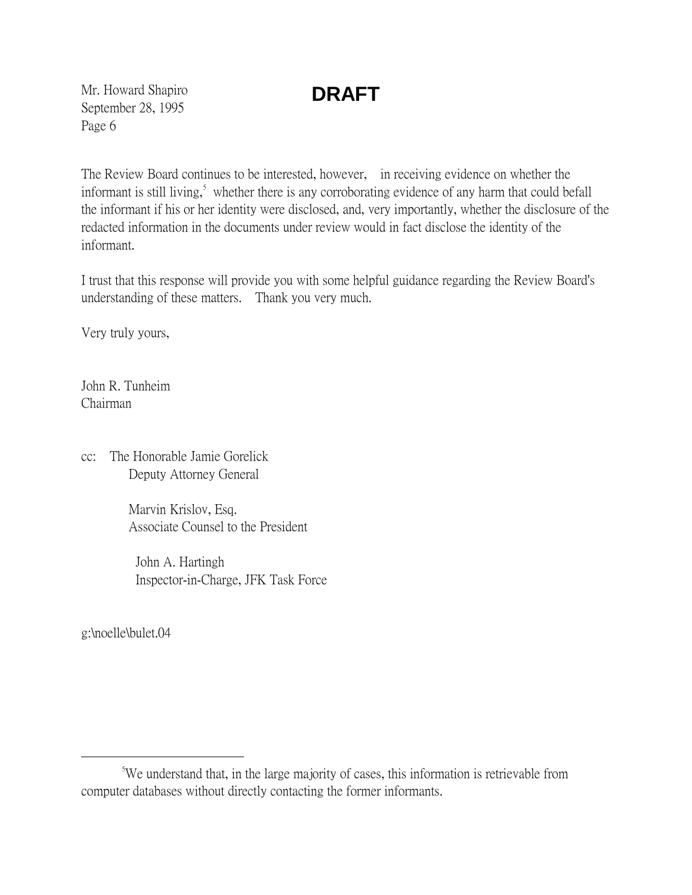**DRAFT**

Mr. Howard Shapiro
September 28, 1995
Page 6

The Review Board continues to be interested, however, in receiving evidence on whether the informant is still living,[5] whether there is any corroborating evidence of any harm that could befall the informant if his or her identity were disclosed, and, very importantly, whether the disclosure of the redacted information in the documents under review would in fact disclose the identity of the informant.

I trust that this response will provide you with some helpful guidance regarding the Review Board's understanding of these matters. Thank you very much.

Very truly yours,

John R. Tunheim
Chairman

cc: The Honorable Jamie Gorelick
Deputy Attorney General

Marvin Krislov, Esq.
Associate Counsel to the President

John A. Hartingh
Inspector-in-Charge, JFK Task Force

g:\noelle\bulet.04

---

[5]We understand that, in the large majority of cases, this information is retrievable from computer databases without directly contacting the former informants.